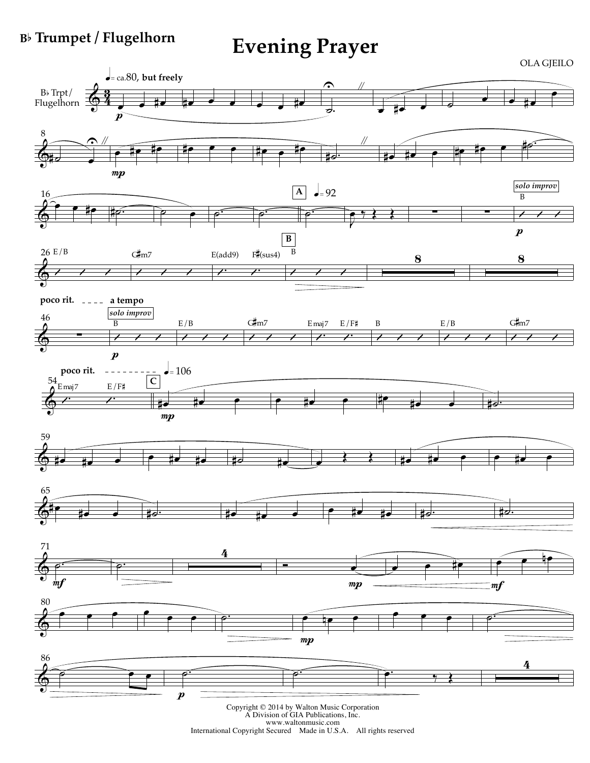**B♭ Trumpet / Flugelhorn**

# Evening Prayer

OLA GJEILO

Copyright © 2014 by Walton Music Corporation
A Division of GIA Publications, Inc.
www.waltonmusic.com
International Copyright Secured Made in U.S.A. All rights reserved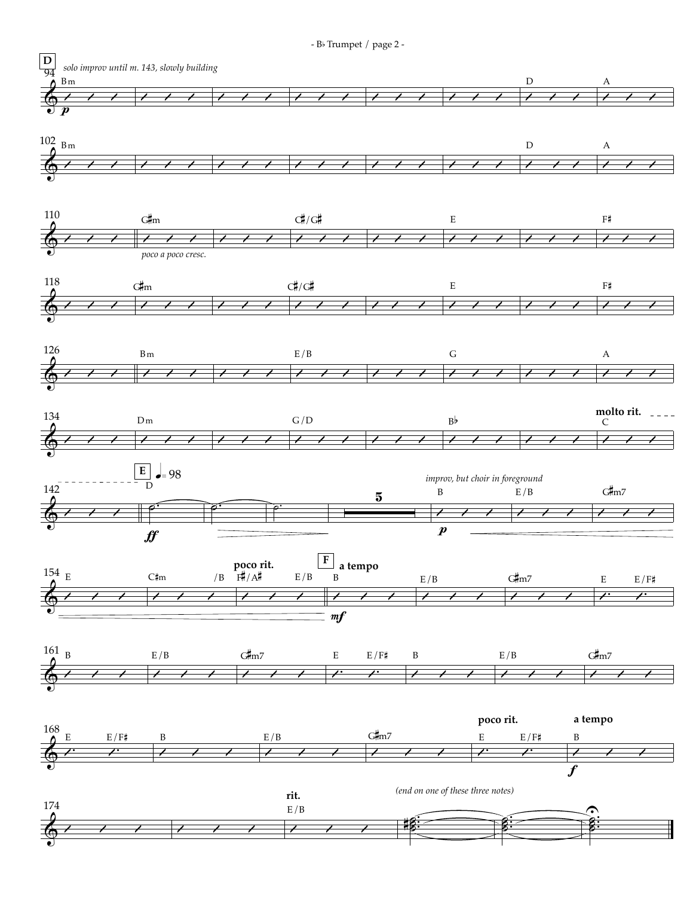D

*solo improv until m. 143, slowly building*

94 Bm — D — A

*p*

102 Bm — D — A

110 G♯m — C♯/G♯ — E — F♯

*poco a poco cresc.*

118 G♯m — C♯/G♯ — E — F♯

126 Bm — E/B — G — A

134 Dm — G/D — B♭ — **molto rit.** C

142 **E** ♩= 98 D

*ff*

5

*improv, but choir in foreground*

B — E/B — G♯m7

*p*

154 E — C♯m — /B — **poco rit.** F♯/A♯ — E/B — **F** **a tempo** B — E/B — G♯m7 — E — E/F♯

*mf*

161 B — E/B — G♯m7 — E — E/F♯ — B — E/B — G♯m7

168 E — E/F♯ — B — E/B — G♯m7 — **poco rit.** E — E/F♯ — **a tempo** B

*f*

174 **rit.** E/B

*(end on one of these three notes)*